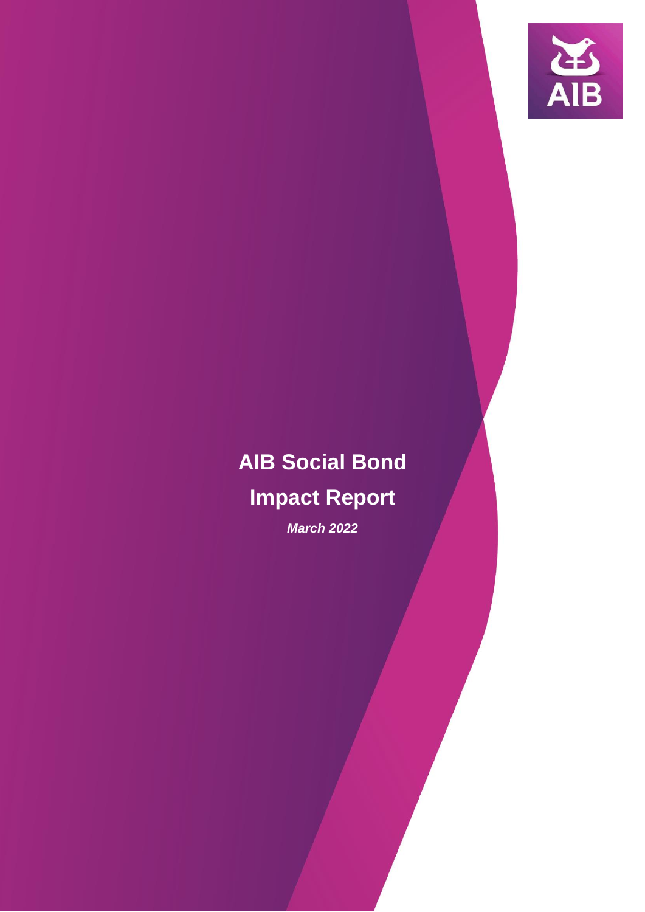# AIB Social Bond Impact Report

***March 2022***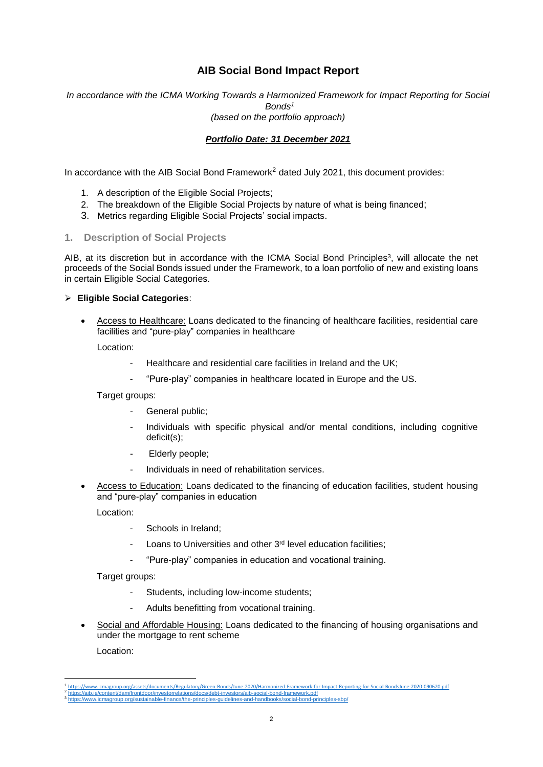# AIB Social Bond Impact Report

*In accordance with the ICMA Working Towards a Harmonized Framework for Impact Reporting for Social Bonds[1]*
*(based on the portfolio approach)*

***Portfolio Date: 31 December 2021***

In accordance with the AIB Social Bond Framework[2] dated July 2021, this document provides:

1. A description of the Eligible Social Projects;
2. The breakdown of the Eligible Social Projects by nature of what is being financed;
3. Metrics regarding Eligible Social Projects' social impacts.

## 1. Description of Social Projects

AIB, at its discretion but in accordance with the ICMA Social Bond Principles[3], will allocate the net proceeds of the Social Bonds issued under the Framework, to a loan portfolio of new and existing loans in certain Eligible Social Categories.

- **Eligible Social Categories**:

  - Access to Healthcare: Loans dedicated to the financing of healthcare facilities, residential care facilities and "pure-play" companies in healthcare

    Location:

    - Healthcare and residential care facilities in Ireland and the UK;
    - "Pure-play" companies in healthcare located in Europe and the US.

    Target groups:

    - General public;
    - Individuals with specific physical and/or mental conditions, including cognitive deficit(s);
    - Elderly people;
    - Individuals in need of rehabilitation services.

  - Access to Education: Loans dedicated to the financing of education facilities, student housing and "pure-play" companies in education

    Location:

    - Schools in Ireland;
    - Loans to Universities and other 3rd level education facilities;
    - "Pure-play" companies in education and vocational training.

    Target groups:

    - Students, including low-income students;
    - Adults benefitting from vocational training.

  - Social and Affordable Housing: Loans dedicated to the financing of housing organisations and under the mortgage to rent scheme

    Location:

[1] https://www.icmagroup.org/assets/documents/Regulatory/Green-Bonds/June-2020/Harmonized-Framework-for-Impact-Reporting-for-Social-BondsJune-2020-090620.pdf
[2] https://aib.ie/content/dam/frontdoor/investorrelations/docs/debt-investors/aib-social-bond-framework.pdf
[3] https://www.icmagroup.org/sustainable-finance/the-principles-guidelines-and-handbooks/social-bond-principles-sbp/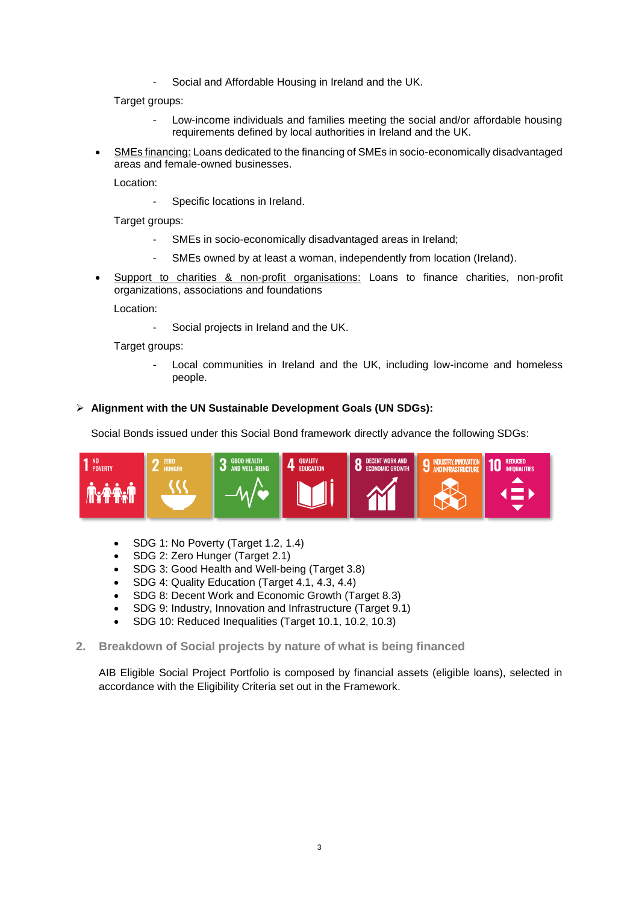- Social and Affordable Housing in Ireland and the UK.

  Target groups:

  - Low-income individuals and families meeting the social and/or affordable housing requirements defined by local authorities in Ireland and the UK.

- SMEs financing: Loans dedicated to the financing of SMEs in socio-economically disadvantaged areas and female-owned businesses.

  Location:

  - Specific locations in Ireland.

  Target groups:

  - SMEs in socio-economically disadvantaged areas in Ireland;
  - SMEs owned by at least a woman, independently from location (Ireland).

- Support to charities & non-profit organisations: Loans to finance charities, non-profit organizations, associations and foundations

  Location:

  - Social projects in Ireland and the UK.

  Target groups:

  - Local communities in Ireland and the UK, including low-income and homeless people.

➢ **Alignment with the UN Sustainable Development Goals (UN SDGs):**

Social Bonds issued under this Social Bond framework directly advance the following SDGs:

- SDG 1: No Poverty (Target 1.2, 1.4)
- SDG 2: Zero Hunger (Target 2.1)
- SDG 3: Good Health and Well-being (Target 3.8)
- SDG 4: Quality Education (Target 4.1, 4.3, 4.4)
- SDG 8: Decent Work and Economic Growth (Target 8.3)
- SDG 9: Industry, Innovation and Infrastructure (Target 9.1)
- SDG 10: Reduced Inequalities (Target 10.1, 10.2, 10.3)

## 2. Breakdown of Social projects by nature of what is being financed

AIB Eligible Social Project Portfolio is composed by financial assets (eligible loans), selected in accordance with the Eligibility Criteria set out in the Framework.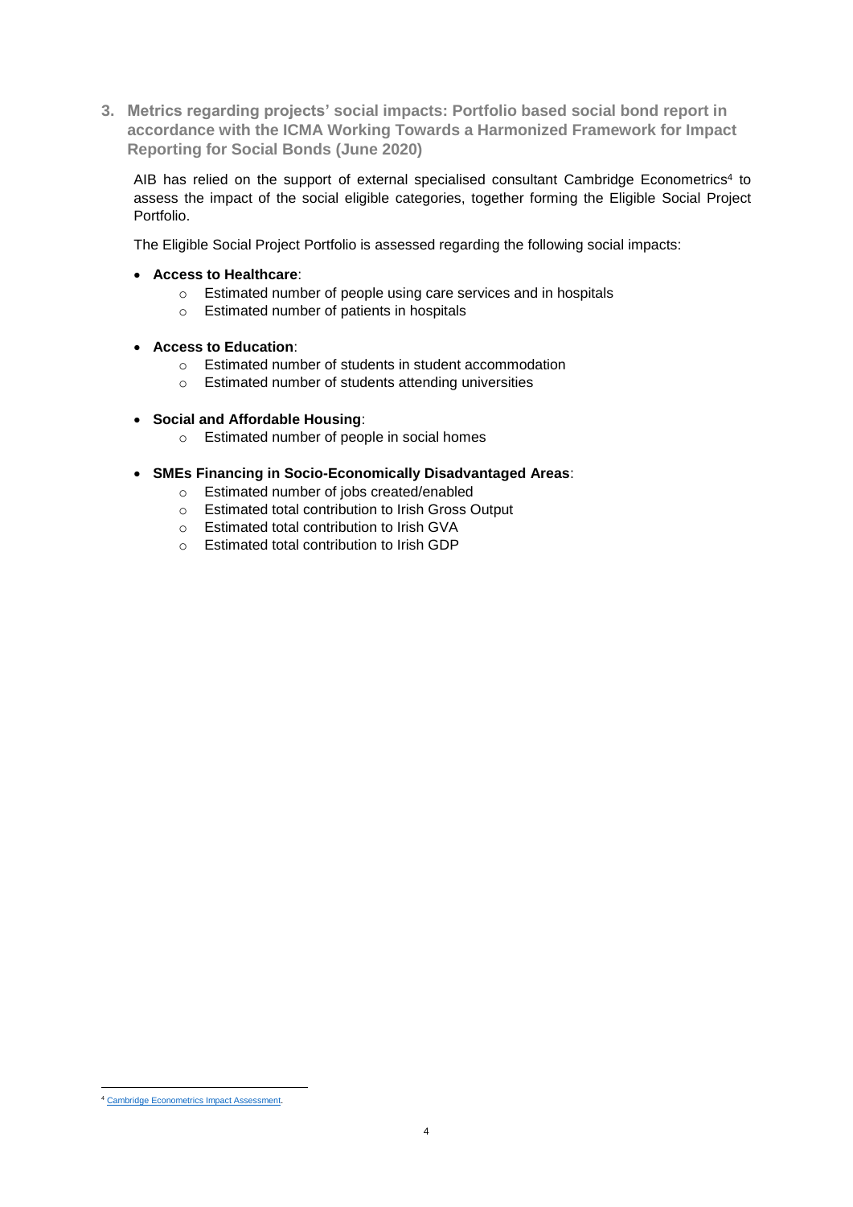### 3. Metrics regarding projects' social impacts: Portfolio based social bond report in accordance with the ICMA Working Towards a Harmonized Framework for Impact Reporting for Social Bonds (June 2020)

AIB has relied on the support of external specialised consultant Cambridge Econometrics[4] to assess the impact of the social eligible categories, together forming the Eligible Social Project Portfolio.

The Eligible Social Project Portfolio is assessed regarding the following social impacts:

- **Access to Healthcare**:
  - Estimated number of people using care services and in hospitals
  - Estimated number of patients in hospitals

- **Access to Education**:
  - Estimated number of students in student accommodation
  - Estimated number of students attending universities

- **Social and Affordable Housing**:
  - Estimated number of people in social homes

- **SMEs Financing in Socio-Economically Disadvantaged Areas**:
  - Estimated number of jobs created/enabled
  - Estimated total contribution to Irish Gross Output
  - Estimated total contribution to Irish GVA
  - Estimated total contribution to Irish GDP

---

[4] Cambridge Econometrics Impact Assessment.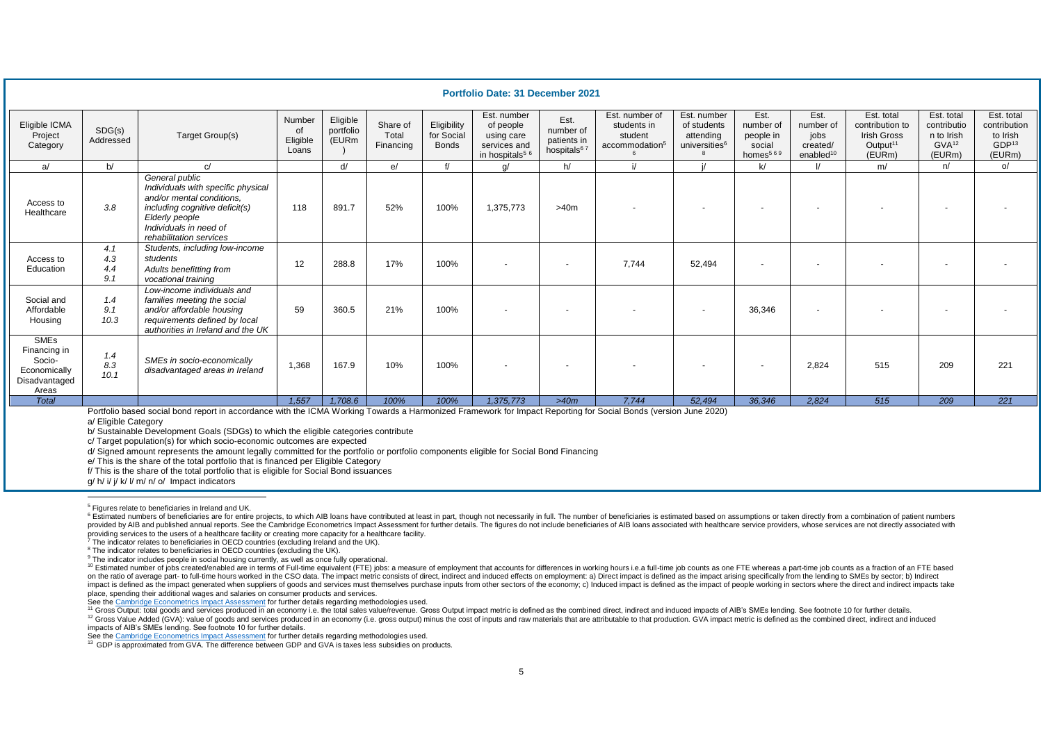**Portfolio Date: 31 December 2021**

| Eligible ICMA Project Category | SDG(s) Addressed | Target Group(s) | Number of Eligible Loans | Eligible portfolio (EURm) | Share of Total Financing | Eligibility for Social Bonds | Est. number of people using care services and in hospitals[5 6] | Est. number of patients in hospitals[6 7] | Est. number of students in student accommodation[5 6] | Est. number of students attending universities[6 8] | Est. number of people in social homes[5 6 9] | Est. number of jobs created/ enabled[10] | Est. total contribution to Irish Gross Output[11] (EURm) | Est. total contribution to Irish GVA[12] (EURm) | Est. total contribution to Irish GDP[13] (EURm) |
|---|---|---|---|---|---|---|---|---|---|---|---|---|---|---|---|
| a/ | b/ | c/ | | d/ | e/ | f/ | g/ | h/ | i/ | j/ | k/ | l/ | m/ | n/ | o/ |
| Access to Healthcare | *3.8* | *General public*<br>*Individuals with specific physical and/or mental conditions, including cognitive deficit(s)*<br>*Elderly people*<br>*Individuals in need of rehabilitation services* | 118 | 891.7 | 52% | 100% | 1,375,773 | >40m | - | - | - | - | - | - | - |
| Access to Education | *4.1*<br>*4.3*<br>*4.4*<br>*9.1* | *Students, including low-income students*<br>*Adults benefitting from vocational training* | 12 | 288.8 | 17% | 100% | - | - | 7,744 | 52,494 | - | - | - | - | - |
| Social and Affordable Housing | *1.4*<br>*9.1*<br>*10.3* | *Low-income individuals and families meeting the social and/or affordable housing requirements defined by local authorities in Ireland and the UK* | 59 | 360.5 | 21% | 100% | - | - | - | - | 36,346 | - | - | - | - |
| SMEs Financing in Socio-Economically Disadvantaged Areas | *1.4*<br>*8.3*<br>*10.1* | *SMEs in socio-economically disadvantaged areas in Ireland* | 1,368 | 167.9 | 10% | 100% | - | - | - | - | - | 2,824 | 515 | 209 | 221 |
| *Total* | | | *1,557* | *1,708.6* | *100%* | *100%* | *1,375,773* | *>40m* | *7,744* | *52,494* | *36,346* | *2,824* | *515* | *209* | *221* |

Portfolio based social bond report in accordance with the ICMA Working Towards a Harmonized Framework for Impact Reporting for Social Bonds (version June 2020)

a/ Eligible Category

b/ Sustainable Development Goals (SDGs) to which the eligible categories contribute

c/ Target population(s) for which socio-economic outcomes are expected

d/ Signed amount represents the amount legally committed for the portfolio or portfolio components eligible for Social Bond Financing

e/ This is the share of the total portfolio that is financed per Eligible Category

f/ This is the share of the total portfolio that is eligible for Social Bond issuances

g/ h/ i/ j/ k/ l/ m/ n/ o/ Impact indicators

---

[5] Figures relate to beneficiaries in Ireland and UK.

[6] Estimated numbers of beneficiaries are for entire projects, to which AIB loans have contributed at least in part, though not necessarily in full. The number of beneficiaries is estimated based on assumptions or taken directly from a combination of patient numbers provided by AIB and published annual reports. See the Cambridge Econometrics Impact Assessment for further details. The figures do not include beneficiaries of AIB loans associated with healthcare service providers, whose services are not directly associated with providing services to the users of a healthcare facility or creating more capacity for a healthcare facility.

[7] The indicator relates to beneficiaries in OECD countries (excluding Ireland and the UK).

[8] The indicator relates to beneficiaries in OECD countries (excluding the UK).

[9] The indicator includes people in social housing currently, as well as once fully operational.

[10] Estimated number of jobs created/enabled are in terms of Full-time equivalent (FTE) jobs: a measure of employment that accounts for differences in working hours i.e.a full-time job counts as one FTE whereas a part-time job counts as a fraction of an FTE based on the ratio of average part- to full-time hours worked in the CSO data. The impact metric consists of direct, indirect and induced effects on employment: a) Direct impact is defined as the impact arising specifically from the lending to SMEs by sector; b) Indirect impact is defined as the impact generated when suppliers of goods and services must themselves purchase inputs from other sectors of the economy; c) Induced impact is defined as the impact of people working in sectors where the direct and indirect impacts take place, spending their additional wages and salaries on consumer products and services.

See the Cambridge Econometrics Impact Assessment for further details regarding methodologies used.

[11] Gross Output: total goods and services produced in an economy i.e. the total sales value/revenue. Gross Output impact metric is defined as the combined direct, indirect and induced impacts of AIB's SMEs lending. See footnote 10 for further details.

[12] Gross Value Added (GVA): value of goods and services produced in an economy (i.e. gross output) minus the cost of inputs and raw materials that are attributable to that production. GVA impact metric is defined as the combined direct, indirect and induced impacts of AIB's SMEs lending. See footnote 10 for further details.

See the Cambridge Econometrics Impact Assessment for further details regarding methodologies used.

[13] GDP is approximated from GVA. The difference between GDP and GVA is taxes less subsidies on products.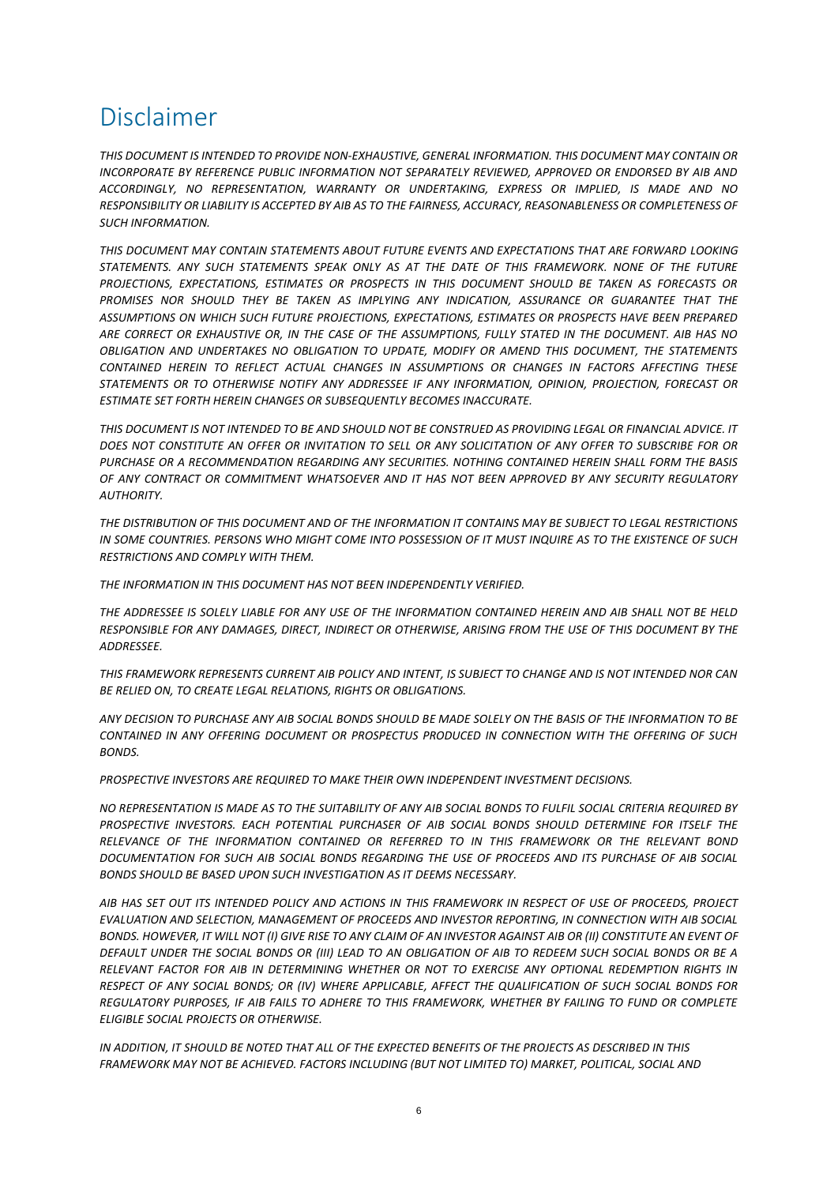# Disclaimer

*THIS DOCUMENT IS INTENDED TO PROVIDE NON-EXHAUSTIVE, GENERAL INFORMATION. THIS DOCUMENT MAY CONTAIN OR INCORPORATE BY REFERENCE PUBLIC INFORMATION NOT SEPARATELY REVIEWED, APPROVED OR ENDORSED BY AIB AND ACCORDINGLY, NO REPRESENTATION, WARRANTY OR UNDERTAKING, EXPRESS OR IMPLIED, IS MADE AND NO RESPONSIBILITY OR LIABILITY IS ACCEPTED BY AIB AS TO THE FAIRNESS, ACCURACY, REASONABLENESS OR COMPLETENESS OF SUCH INFORMATION.*

*THIS DOCUMENT MAY CONTAIN STATEMENTS ABOUT FUTURE EVENTS AND EXPECTATIONS THAT ARE FORWARD LOOKING STATEMENTS. ANY SUCH STATEMENTS SPEAK ONLY AS AT THE DATE OF THIS FRAMEWORK. NONE OF THE FUTURE PROJECTIONS, EXPECTATIONS, ESTIMATES OR PROSPECTS IN THIS DOCUMENT SHOULD BE TAKEN AS FORECASTS OR PROMISES NOR SHOULD THEY BE TAKEN AS IMPLYING ANY INDICATION, ASSURANCE OR GUARANTEE THAT THE ASSUMPTIONS ON WHICH SUCH FUTURE PROJECTIONS, EXPECTATIONS, ESTIMATES OR PROSPECTS HAVE BEEN PREPARED ARE CORRECT OR EXHAUSTIVE OR, IN THE CASE OF THE ASSUMPTIONS, FULLY STATED IN THE DOCUMENT. AIB HAS NO OBLIGATION AND UNDERTAKES NO OBLIGATION TO UPDATE, MODIFY OR AMEND THIS DOCUMENT, THE STATEMENTS CONTAINED HEREIN TO REFLECT ACTUAL CHANGES IN ASSUMPTIONS OR CHANGES IN FACTORS AFFECTING THESE STATEMENTS OR TO OTHERWISE NOTIFY ANY ADDRESSEE IF ANY INFORMATION, OPINION, PROJECTION, FORECAST OR ESTIMATE SET FORTH HEREIN CHANGES OR SUBSEQUENTLY BECOMES INACCURATE.*

*THIS DOCUMENT IS NOT INTENDED TO BE AND SHOULD NOT BE CONSTRUED AS PROVIDING LEGAL OR FINANCIAL ADVICE. IT DOES NOT CONSTITUTE AN OFFER OR INVITATION TO SELL OR ANY SOLICITATION OF ANY OFFER TO SUBSCRIBE FOR OR PURCHASE OR A RECOMMENDATION REGARDING ANY SECURITIES. NOTHING CONTAINED HEREIN SHALL FORM THE BASIS OF ANY CONTRACT OR COMMITMENT WHATSOEVER AND IT HAS NOT BEEN APPROVED BY ANY SECURITY REGULATORY AUTHORITY.*

*THE DISTRIBUTION OF THIS DOCUMENT AND OF THE INFORMATION IT CONTAINS MAY BE SUBJECT TO LEGAL RESTRICTIONS IN SOME COUNTRIES. PERSONS WHO MIGHT COME INTO POSSESSION OF IT MUST INQUIRE AS TO THE EXISTENCE OF SUCH RESTRICTIONS AND COMPLY WITH THEM.*

*THE INFORMATION IN THIS DOCUMENT HAS NOT BEEN INDEPENDENTLY VERIFIED.*

*THE ADDRESSEE IS SOLELY LIABLE FOR ANY USE OF THE INFORMATION CONTAINED HEREIN AND AIB SHALL NOT BE HELD RESPONSIBLE FOR ANY DAMAGES, DIRECT, INDIRECT OR OTHERWISE, ARISING FROM THE USE OF THIS DOCUMENT BY THE ADDRESSEE.*

*THIS FRAMEWORK REPRESENTS CURRENT AIB POLICY AND INTENT, IS SUBJECT TO CHANGE AND IS NOT INTENDED NOR CAN BE RELIED ON, TO CREATE LEGAL RELATIONS, RIGHTS OR OBLIGATIONS.*

*ANY DECISION TO PURCHASE ANY AIB SOCIAL BONDS SHOULD BE MADE SOLELY ON THE BASIS OF THE INFORMATION TO BE CONTAINED IN ANY OFFERING DOCUMENT OR PROSPECTUS PRODUCED IN CONNECTION WITH THE OFFERING OF SUCH BONDS.*

*PROSPECTIVE INVESTORS ARE REQUIRED TO MAKE THEIR OWN INDEPENDENT INVESTMENT DECISIONS.*

*NO REPRESENTATION IS MADE AS TO THE SUITABILITY OF ANY AIB SOCIAL BONDS TO FULFIL SOCIAL CRITERIA REQUIRED BY PROSPECTIVE INVESTORS. EACH POTENTIAL PURCHASER OF AIB SOCIAL BONDS SHOULD DETERMINE FOR ITSELF THE RELEVANCE OF THE INFORMATION CONTAINED OR REFERRED TO IN THIS FRAMEWORK OR THE RELEVANT BOND DOCUMENTATION FOR SUCH AIB SOCIAL BONDS REGARDING THE USE OF PROCEEDS AND ITS PURCHASE OF AIB SOCIAL BONDS SHOULD BE BASED UPON SUCH INVESTIGATION AS IT DEEMS NECESSARY.*

*AIB HAS SET OUT ITS INTENDED POLICY AND ACTIONS IN THIS FRAMEWORK IN RESPECT OF USE OF PROCEEDS, PROJECT EVALUATION AND SELECTION, MANAGEMENT OF PROCEEDS AND INVESTOR REPORTING, IN CONNECTION WITH AIB SOCIAL BONDS. HOWEVER, IT WILL NOT (I) GIVE RISE TO ANY CLAIM OF AN INVESTOR AGAINST AIB OR (II) CONSTITUTE AN EVENT OF DEFAULT UNDER THE SOCIAL BONDS OR (III) LEAD TO AN OBLIGATION OF AIB TO REDEEM SUCH SOCIAL BONDS OR BE A RELEVANT FACTOR FOR AIB IN DETERMINING WHETHER OR NOT TO EXERCISE ANY OPTIONAL REDEMPTION RIGHTS IN RESPECT OF ANY SOCIAL BONDS; OR (IV) WHERE APPLICABLE, AFFECT THE QUALIFICATION OF SUCH SOCIAL BONDS FOR REGULATORY PURPOSES, IF AIB FAILS TO ADHERE TO THIS FRAMEWORK, WHETHER BY FAILING TO FUND OR COMPLETE ELIGIBLE SOCIAL PROJECTS OR OTHERWISE.*

*IN ADDITION, IT SHOULD BE NOTED THAT ALL OF THE EXPECTED BENEFITS OF THE PROJECTS AS DESCRIBED IN THIS FRAMEWORK MAY NOT BE ACHIEVED. FACTORS INCLUDING (BUT NOT LIMITED TO) MARKET, POLITICAL, SOCIAL AND*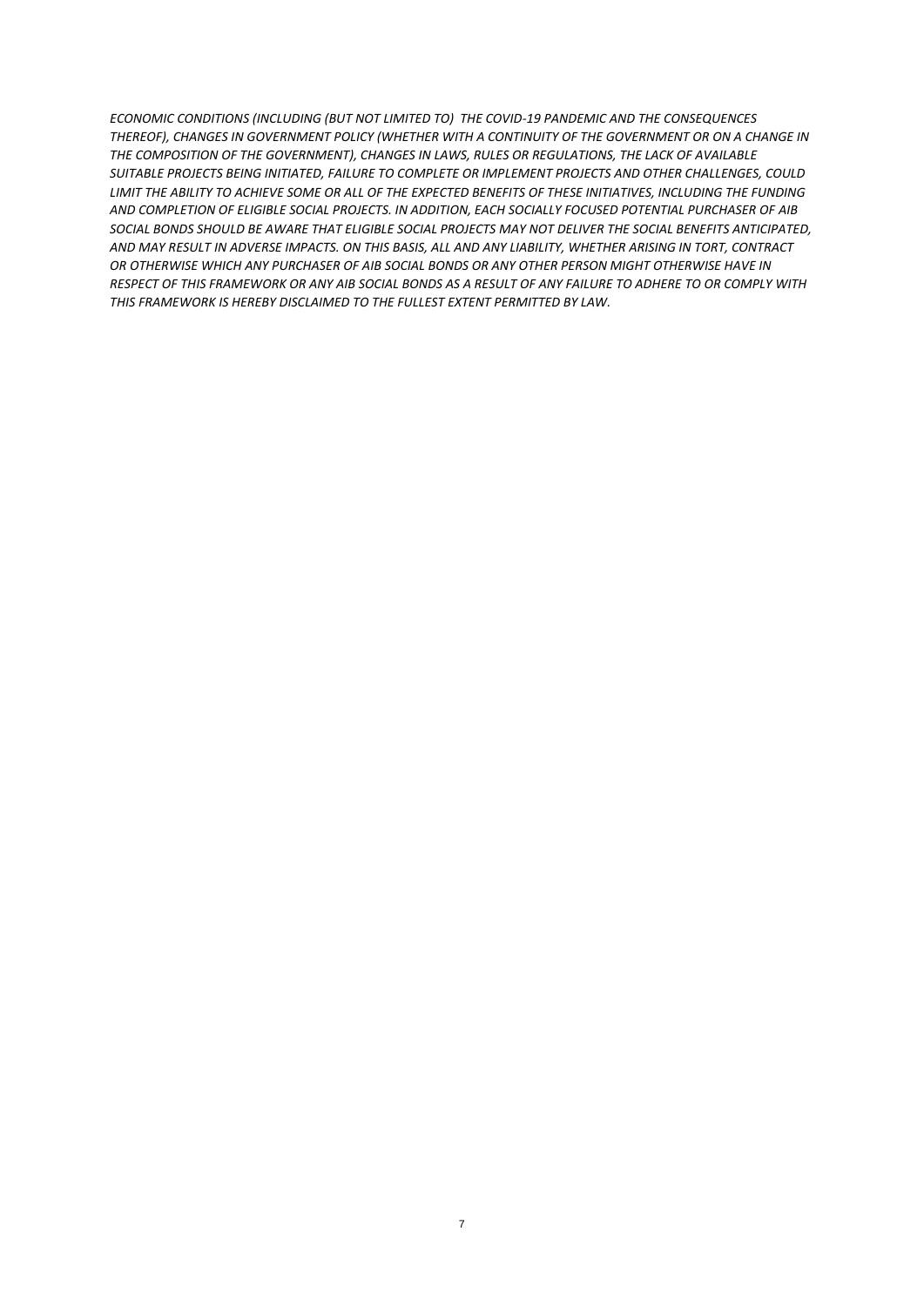*ECONOMIC CONDITIONS (INCLUDING (BUT NOT LIMITED TO) THE COVID-19 PANDEMIC AND THE CONSEQUENCES THEREOF), CHANGES IN GOVERNMENT POLICY (WHETHER WITH A CONTINUITY OF THE GOVERNMENT OR ON A CHANGE IN THE COMPOSITION OF THE GOVERNMENT), CHANGES IN LAWS, RULES OR REGULATIONS, THE LACK OF AVAILABLE SUITABLE PROJECTS BEING INITIATED, FAILURE TO COMPLETE OR IMPLEMENT PROJECTS AND OTHER CHALLENGES, COULD LIMIT THE ABILITY TO ACHIEVE SOME OR ALL OF THE EXPECTED BENEFITS OF THESE INITIATIVES, INCLUDING THE FUNDING AND COMPLETION OF ELIGIBLE SOCIAL PROJECTS. IN ADDITION, EACH SOCIALLY FOCUSED POTENTIAL PURCHASER OF AIB SOCIAL BONDS SHOULD BE AWARE THAT ELIGIBLE SOCIAL PROJECTS MAY NOT DELIVER THE SOCIAL BENEFITS ANTICIPATED, AND MAY RESULT IN ADVERSE IMPACTS. ON THIS BASIS, ALL AND ANY LIABILITY, WHETHER ARISING IN TORT, CONTRACT OR OTHERWISE WHICH ANY PURCHASER OF AIB SOCIAL BONDS OR ANY OTHER PERSON MIGHT OTHERWISE HAVE IN RESPECT OF THIS FRAMEWORK OR ANY AIB SOCIAL BONDS AS A RESULT OF ANY FAILURE TO ADHERE TO OR COMPLY WITH THIS FRAMEWORK IS HEREBY DISCLAIMED TO THE FULLEST EXTENT PERMITTED BY LAW.*